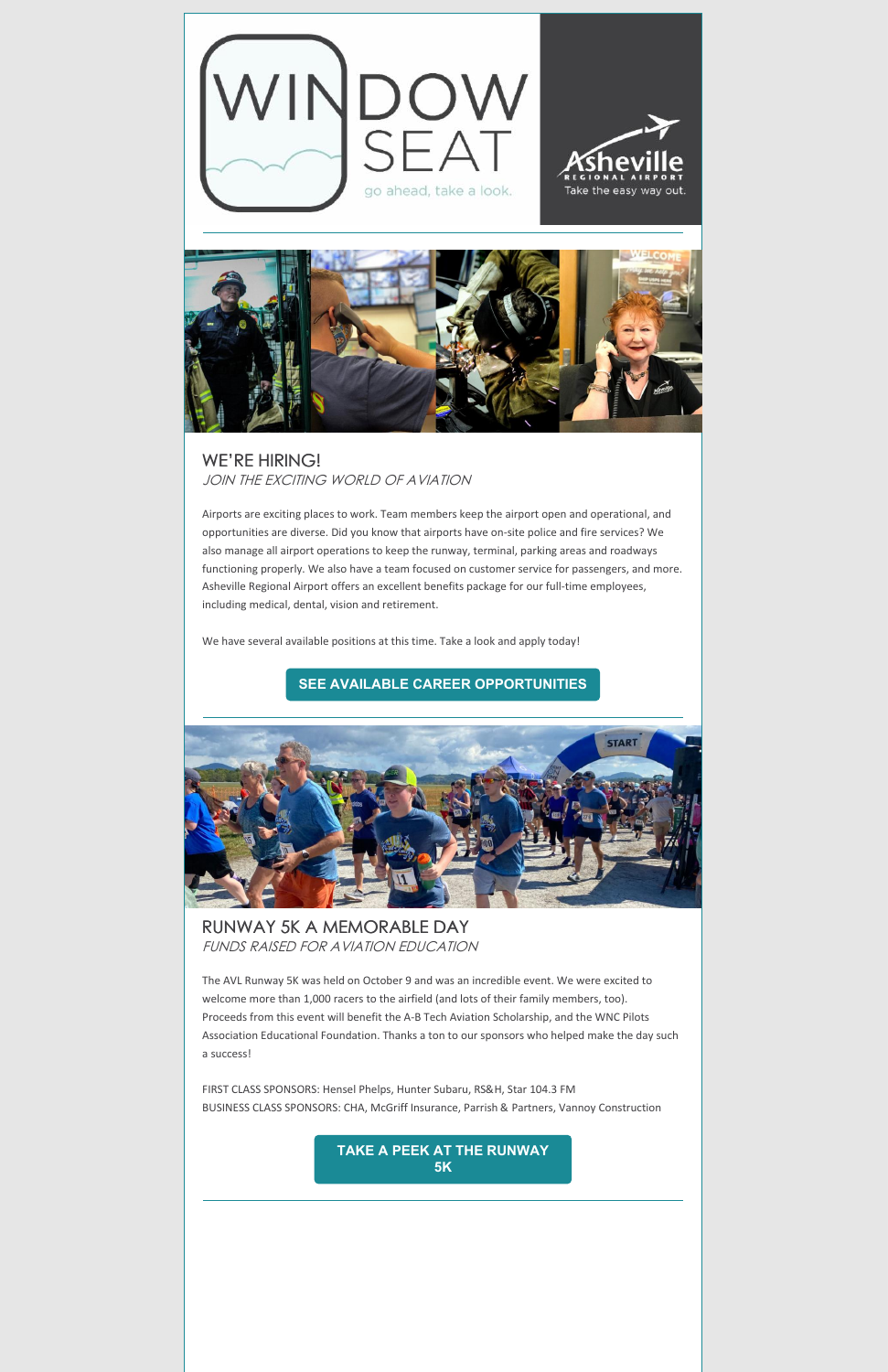WINDOW SEAT

go ahead, take a look.

Asheville REGIONAL AIRPORT

Take the easy way out.

## WE'RE HIRING!

*JOIN THE EXCITING WORLD OF AVIATION*

Airports are exciting places to work. Team members keep the airport open and operational, and opportunities are diverse. Did you know that airports have on-site police and fire services? We also manage all airport operations to keep the runway, terminal, parking areas and roadways functioning properly. We also have a team focused on customer service for passengers, and more. Asheville Regional Airport offers an excellent benefits package for our full-time employees, including medical, dental, vision and retirement.

We have several available positions at this time. Take a look and apply today!

**SEE AVAILABLE CAREER OPPORTUNITIES**

## RUNWAY 5K A MEMORABLE DAY

*FUNDS RAISED FOR AVIATION EDUCATION*

The AVL Runway 5K was held on October 9 and was an incredible event. We were excited to welcome more than 1,000 racers to the airfield (and lots of their family members, too). Proceeds from this event will benefit the A-B Tech Aviation Scholarship, and the WNC Pilots Association Educational Foundation. Thanks a ton to our sponsors who helped make the day such a success!

FIRST CLASS SPONSORS: Hensel Phelps, Hunter Subaru, RS&H, Star 104.3 FM

BUSINESS CLASS SPONSORS: CHA, McGriff Insurance, Parrish & Partners, Vannoy Construction

**TAKE A PEEK AT THE RUNWAY 5K**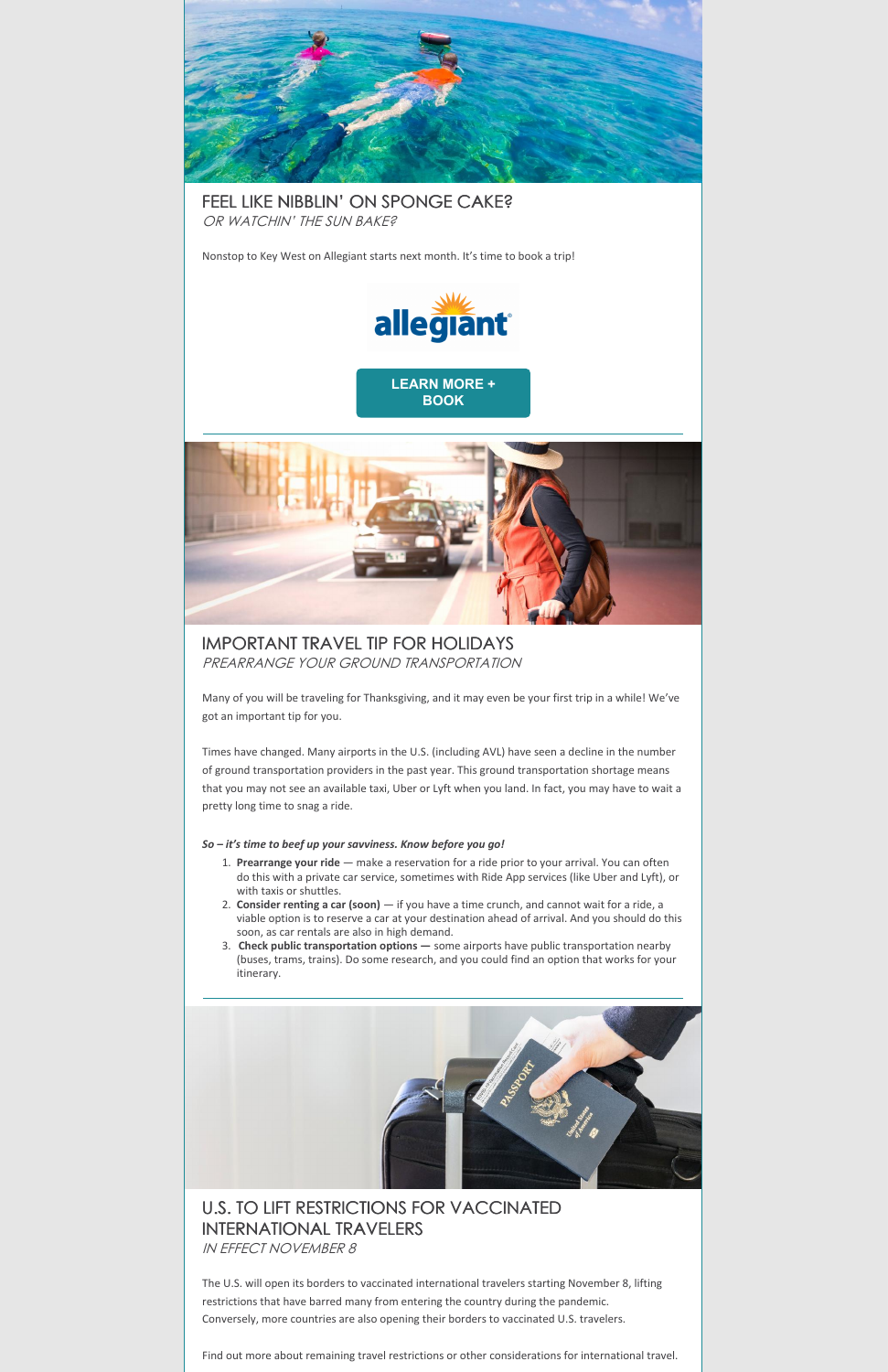## FEEL LIKE NIBBLIN' ON SPONGE CAKE?

*OR WATCHIN' THE SUN BAKE?*

Nonstop to Key West on Allegiant starts next month. It's time to book a trip!

allegiant

LEARN MORE + BOOK

---

## IMPORTANT TRAVEL TIP FOR HOLIDAYS

*PREARRANGE YOUR GROUND TRANSPORTATION*

Many of you will be traveling for Thanksgiving, and it may even be your first trip in a while! We've got an important tip for you.

Times have changed. Many airports in the U.S. (including AVL) have seen a decline in the number of ground transportation providers in the past year. This ground transportation shortage means that you may not see an available taxi, Uber or Lyft when you land. In fact, you may have to wait a pretty long time to snag a ride.

***So – it's time to beef up your savviness. Know before you go!***

1. **Prearrange your ride** — make a reservation for a ride prior to your arrival. You can often do this with a private car service, sometimes with Ride App services (like Uber and Lyft), or with taxis or shuttles.
2. **Consider renting a car (soon)** — if you have a time crunch, and cannot wait for a ride, a viable option is to reserve a car at your destination ahead of arrival. And you should do this soon, as car rentals are also in high demand.
3. **Check public transportation options —** some airports have public transportation nearby (buses, trams, trains). Do some research, and you could find an option that works for your itinerary.

---

## U.S. TO LIFT RESTRICTIONS FOR VACCINATED INTERNATIONAL TRAVELERS

*IN EFFECT NOVEMBER 8*

The U.S. will open its borders to vaccinated international travelers starting November 8, lifting restrictions that have barred many from entering the country during the pandemic. Conversely, more countries are also opening their borders to vaccinated U.S. travelers.

Find out more about remaining travel restrictions or other considerations for international travel.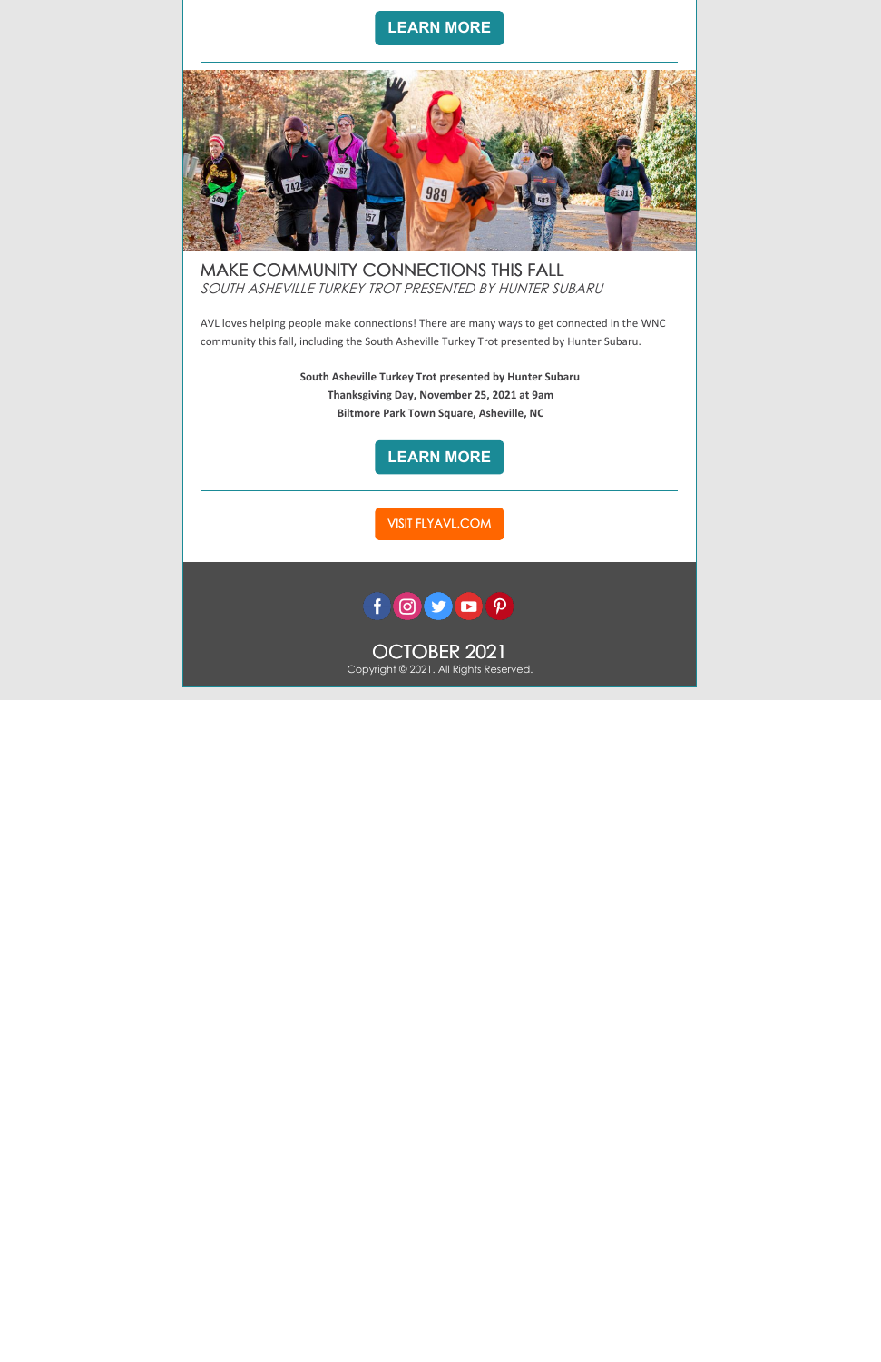LEARN MORE

## MAKE COMMUNITY CONNECTIONS THIS FALL

*SOUTH ASHEVILLE TURKEY TROT PRESENTED BY HUNTER SUBARU*

AVL loves helping people make connections! There are many ways to get connected in the WNC community this fall, including the South Asheville Turkey Trot presented by Hunter Subaru.

**South Asheville Turkey Trot presented by Hunter Subaru**
**Thanksgiving Day, November 25, 2021 at 9am**
**Biltmore Park Town Square, Asheville, NC**

LEARN MORE

VISIT FLYAVL.COM

OCTOBER 2021

Copyright © 2021. All Rights Reserved.